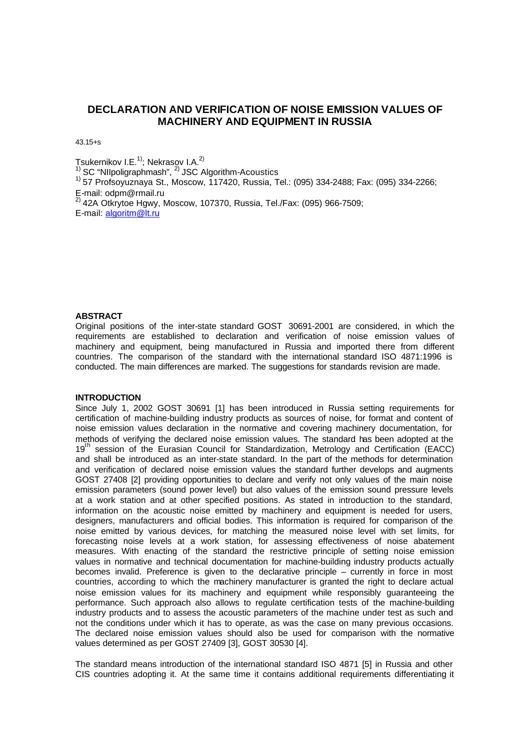# DECLARATION AND VERIFICATION OF NOISE EMISSION VALUES OF MACHINERY AND EQUIPMENT IN RUSSIA

43.15+s

Tsukernikov I.E.[1]; Nekrasov I.A.[2]

[1] SC "NIIpoligraphmash", [2] JSC Algorithm-Acoustics

[1] 57 Profsoyuznaya St., Moscow, 117420, Russia, Tel.: (095) 334-2488; Fax: (095) 334-2266; E-mail: odpm@rmail.ru

[2] 42A Otkrytoe Hgwy, Moscow, 107370, Russia, Tel./Fax: (095) 966-7509; E-mail: algoritm@lt.ru

## ABSTRACT

Original positions of the inter-state standard GOST 30691-2001 are considered, in which the requirements are established to declaration and verification of noise emission values of machinery and equipment, being manufactured in Russia and imported there from different countries. The comparison of the standard with the international standard ISO 4871:1996 is conducted. The main differences are marked. The suggestions for standards revision are made.

## INTRODUCTION

Since July 1, 2002 GOST 30691 [1] has been introduced in Russia setting requirements for certification of machine-building industry products as sources of noise, for format and content of noise emission values declaration in the normative and covering machinery documentation, for methods of verifying the declared noise emission values. The standard has been adopted at the 19th session of the Eurasian Council for Standardization, Metrology and Certification (EACC) and shall be introduced as an inter-state standard. In the part of the methods for determination and verification of declared noise emission values the standard further develops and augments GOST 27408 [2] providing opportunities to declare and verify not only values of the main noise emission parameters (sound power level) but also values of the emission sound pressure levels at a work station and at other specified positions. As stated in introduction to the standard, information on the acoustic noise emitted by machinery and equipment is needed for users, designers, manufacturers and official bodies. This information is required for comparison of the noise emitted by various devices, for matching the measured noise level with set limits, for forecasting noise levels at a work station, for assessing effectiveness of noise abatement measures. With enacting of the standard the restrictive principle of setting noise emission values in normative and technical documentation for machine-building industry products actually becomes invalid. Preference is given to the declarative principle – currently in force in most countries, according to which the machinery manufacturer is granted the right to declare actual noise emission values for its machinery and equipment while responsibly guaranteeing the performance. Such approach also allows to regulate certification tests of the machine-building industry products and to assess the acoustic parameters of the machine under test as such and not the conditions under which it has to operate, as was the case on many previous occasions. The declared noise emission values should also be used for comparison with the normative values determined as per GOST 27409 [3], GOST 30530 [4].

The standard means introduction of the international standard ISO 4871 [5] in Russia and other CIS countries adopting it. At the same time it contains additional requirements differentiating it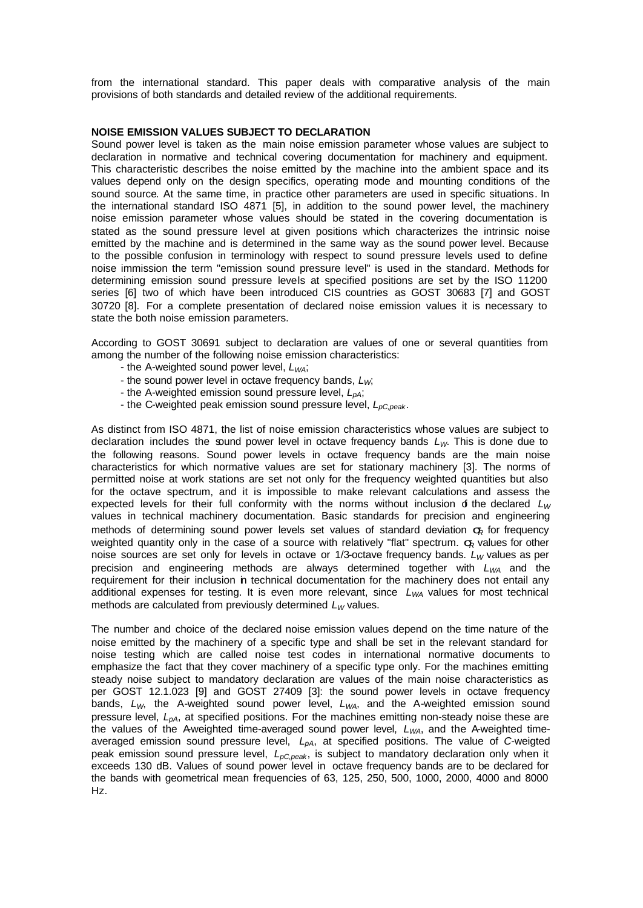from the international standard. This paper deals with comparative analysis of the main provisions of both standards and detailed review of the additional requirements.

## NOISE EMISSION VALUES SUBJECT TO DECLARATION

Sound power level is taken as the main noise emission parameter whose values are subject to declaration in normative and technical covering documentation for machinery and equipment. This characteristic describes the noise emitted by the machine into the ambient space and its values depend only on the design specifics, operating mode and mounting conditions of the sound source. At the same time, in practice other parameters are used in specific situations. In the international standard ISO 4871 [5], in addition to the sound power level, the machinery noise emission parameter whose values should be stated in the covering documentation is stated as the sound pressure level at given positions which characterizes the intrinsic noise emitted by the machine and is determined in the same way as the sound power level. Because to the possible confusion in terminology with respect to sound pressure levels used to define noise immission the term "emission sound pressure level" is used in the standard. Methods for determining emission sound pressure levels at specified positions are set by the ISO 11200 series [6] two of which have been introduced CIS countries as GOST 30683 [7] and GOST 30720 [8]. For a complete presentation of declared noise emission values it is necessary to state the both noise emission parameters.

According to GOST 30691 subject to declaration are values of one or several quantities from among the number of the following noise emission characteristics:

- the A-weighted sound power level, $L_{WA}$;
- the sound power level in octave frequency bands, $L_W$;
- the A-weighted emission sound pressure level, $L_{pA}$;
- the C-weighted peak emission sound pressure level, $L_{pC,peak}$.

As distinct from ISO 4871, the list of noise emission characteristics whose values are subject to declaration includes the sound power level in octave frequency bands $L_W$. This is done due to the following reasons. Sound power levels in octave frequency bands are the main noise characteristics for which normative values are set for stationary machinery [3]. The norms of permitted noise at work stations are set not only for the frequency weighted quantities but also for the octave spectrum, and it is impossible to make relevant calculations and assess the expected levels for their full conformity with the norms without inclusion of the declared $L_W$ values in technical machinery documentation. Basic standards for precision and engineering methods of determining sound power levels set values of standard deviation $\sigma_R$ for frequency weighted quantity only in the case of a source with relatively "flat" spectrum. $\sigma_R$ values for other noise sources are set only for levels in octave or 1/3-octave frequency bands. $L_W$ values as per precision and engineering methods are always determined together with $L_{WA}$ and the requirement for their inclusion in technical documentation for the machinery does not entail any additional expenses for testing. It is even more relevant, since $L_{WA}$ values for most technical methods are calculated from previously determined $L_W$ values.

The number and choice of the declared noise emission values depend on the time nature of the noise emitted by the machinery of a specific type and shall be set in the relevant standard for noise testing which are called noise test codes in international normative documents to emphasize the fact that they cover machinery of a specific type only. For the machines emitting steady noise subject to mandatory declaration are values of the main noise characteristics as per GOST 12.1.023 [9] and GOST 27409 [3]: the sound power levels in octave frequency bands, $L_W$, the A-weighted sound power level, $L_{WA}$, and the A-weighted emission sound pressure level, $L_{pA}$, at specified positions. For the machines emitting non-steady noise these are the values of the A-weighted time-averaged sound power level, $L_{WA}$, and the A-weighted time-averaged emission sound pressure level, $L_{pA}$, at specified positions. The value of *C*-weigted peak emission sound pressure level, $L_{pC,peak}$, is subject to mandatory declaration only when it exceeds 130 dB. Values of sound power level in octave frequency bands are to be declared for the bands with geometrical mean frequencies of 63, 125, 250, 500, 1000, 2000, 4000 and 8000 Hz.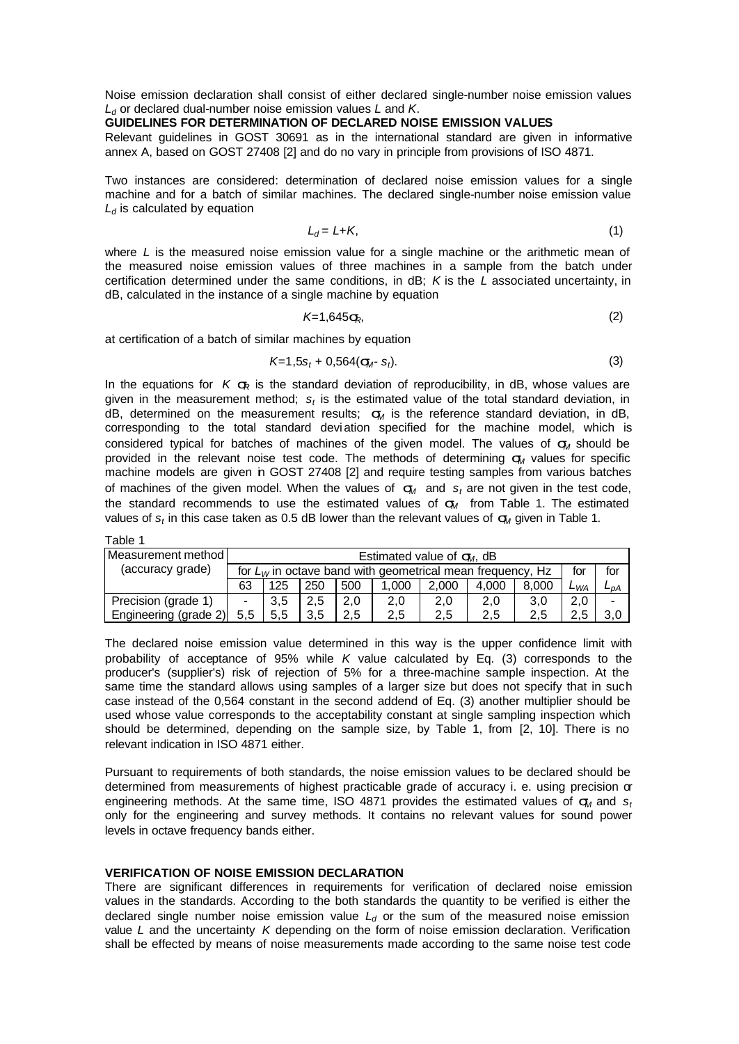Noise emission declaration shall consist of either declared single-number noise emission values $L_d$ or declared dual-number noise emission values $L$ and $K$.

**GUIDELINES FOR DETERMINATION OF DECLARED NOISE EMISSION VALUES**

Relevant guidelines in GOST 30691 as in the international standard are given in informative annex A, based on GOST 27408 [2] and do no vary in principle from provisions of ISO 4871.

Two instances are considered: determination of declared noise emission values for a single machine and for a batch of similar machines. The declared single-number noise emission value $L_d$ is calculated by equation

$$L_d = L+K, \tag{1}$$

where $L$ is the measured noise emission value for a single machine or the arithmetic mean of the measured noise emission values of three machines in a sample from the batch under certification determined under the same conditions, in dB; $K$ is the $L$ associated uncertainty, in dB, calculated in the instance of a single machine by equation

$$K=1{,}645\sigma_R, \tag{2}$$

at certification of a batch of similar machines by equation

$$K=1{,}5s_t + 0{,}564(\sigma_M - s_t). \tag{3}$$

In the equations for $K$ $\sigma_R$ is the standard deviation of reproducibility, in dB, whose values are given in the measurement method; $s_t$ is the estimated value of the total standard deviation, in dB, determined on the measurement results; $\sigma_M$ is the reference standard deviation, in dB, corresponding to the total standard deviation specified for the machine model, which is considered typical for batches of machines of the given model. The values of $\sigma_M$ should be provided in the relevant noise test code. The methods of determining $\sigma_M$ values for specific machine models are given in GOST 27408 [2] and require testing samples from various batches of machines of the given model. When the values of $\sigma_M$ and $s_t$ are not given in the test code, the standard recommends to use the estimated values of $\sigma_M$ from Table 1. The estimated values of $s_t$ in this case taken as 0.5 dB lower than the relevant values of $\sigma_M$ given in Table 1.

Table 1

| Measurement method (accuracy grade) | Estimated value of $\sigma_M$, dB | | | | | | | | | |
|---|---|---|---|---|---|---|---|---|---|---|
| | for $L_W$ in octave band with geometrical mean frequency, Hz | | | | | | | | for $L_{WA}$ | for $L_{pA}$ |
| | 63 | 125 | 250 | 500 | 1,000 | 2,000 | 4,000 | 8,000 | | |
| Precision (grade 1) | - | 3,5 | 2,5 | 2,0 | 2,0 | 2,0 | 2,0 | 3,0 | 2,0 | - |
| Engineering (grade 2) | 5,5 | 5,5 | 3,5 | 2,5 | 2,5 | 2,5 | 2,5 | 2,5 | 2,5 | 3,0 |

The declared noise emission value determined in this way is the upper confidence limit with probability of acceptance of 95% while $K$ value calculated by Eq. (3) corresponds to the producer's (supplier's) risk of rejection of 5% for a three-machine sample inspection. At the same time the standard allows using samples of a larger size but does not specify that in such case instead of the 0,564 constant in the second addend of Eq. (3) another multiplier should be used whose value corresponds to the acceptability constant at single sampling inspection which should be determined, depending on the sample size, by Table 1, from [2, 10]. There is no relevant indication in ISO 4871 either.

Pursuant to requirements of both standards, the noise emission values to be declared should be determined from measurements of highest practicable grade of accuracy i. e. using precision or engineering methods. At the same time, ISO 4871 provides the estimated values of $\sigma_M$ and $s_t$ only for the engineering and survey methods. It contains no relevant values for sound power levels in octave frequency bands either.

**VERIFICATION OF NOISE EMISSION DECLARATION**

There are significant differences in requirements for verification of declared noise emission values in the standards. According to the both standards the quantity to be verified is either the declared single number noise emission value $L_d$ or the sum of the measured noise emission value $L$ and the uncertainty $K$ depending on the form of noise emission declaration. Verification shall be effected by means of noise measurements made according to the same noise test code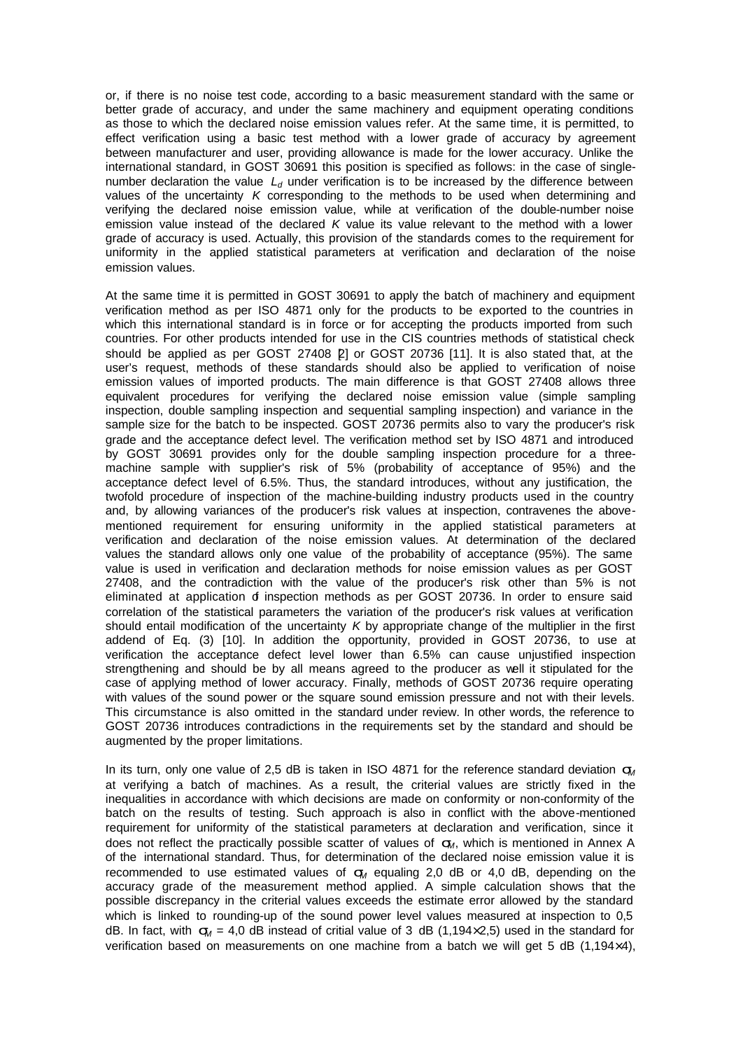or, if there is no noise test code, according to a basic measurement standard with the same or better grade of accuracy, and under the same machinery and equipment operating conditions as those to which the declared noise emission values refer. At the same time, it is permitted, to effect verification using a basic test method with a lower grade of accuracy by agreement between manufacturer and user, providing allowance is made for the lower accuracy. Unlike the international standard, in GOST 30691 this position is specified as follows: in the case of single-number declaration the value $L_d$ under verification is to be increased by the difference between values of the uncertainty $K$ corresponding to the methods to be used when determining and verifying the declared noise emission value, while at verification of the double-number noise emission value instead of the declared $K$ value its value relevant to the method with a lower grade of accuracy is used. Actually, this provision of the standards comes to the requirement for uniformity in the applied statistical parameters at verification and declaration of the noise emission values.

At the same time it is permitted in GOST 30691 to apply the batch of machinery and equipment verification method as per ISO 4871 only for the products to be exported to the countries in which this international standard is in force or for accepting the products imported from such countries. For other products intended for use in the CIS countries methods of statistical check should be applied as per GOST 27408 [2] or GOST 20736 [11]. It is also stated that, at the user's request, methods of these standards should also be applied to verification of noise emission values of imported products. The main difference is that GOST 27408 allows three equivalent procedures for verifying the declared noise emission value (simple sampling inspection, double sampling inspection and sequential sampling inspection) and variance in the sample size for the batch to be inspected. GOST 20736 permits also to vary the producer's risk grade and the acceptance defect level. The verification method set by ISO 4871 and introduced by GOST 30691 provides only for the double sampling inspection procedure for a three-machine sample with supplier's risk of 5% (probability of acceptance of 95%) and the acceptance defect level of 6.5%. Thus, the standard introduces, without any justification, the twofold procedure of inspection of the machine-building industry products used in the country and, by allowing variances of the producer's risk values at inspection, contravenes the above-mentioned requirement for ensuring uniformity in the applied statistical parameters at verification and declaration of the noise emission values. At determination of the declared values the standard allows only one value of the probability of acceptance (95%). The same value is used in verification and declaration methods for noise emission values as per GOST 27408, and the contradiction with the value of the producer's risk other than 5% is not eliminated at application of inspection methods as per GOST 20736. In order to ensure said correlation of the statistical parameters the variation of the producer's risk values at verification should entail modification of the uncertainty $K$ by appropriate change of the multiplier in the first addend of Eq. (3) [10]. In addition the opportunity, provided in GOST 20736, to use at verification the acceptance defect level lower than 6.5% can cause unjustified inspection strengthening and should be by all means agreed to the producer as well it stipulated for the case of applying method of lower accuracy. Finally, methods of GOST 20736 require operating with values of the sound power or the square sound emission pressure and not with their levels. This circumstance is also omitted in the standard under review. In other words, the reference to GOST 20736 introduces contradictions in the requirements set by the standard and should be augmented by the proper limitations.

In its turn, only one value of 2,5 dB is taken in ISO 4871 for the reference standard deviation $\sigma_M$ at verifying a batch of machines. As a result, the criterial values are strictly fixed in the inequalities in accordance with which decisions are made on conformity or non-conformity of the batch on the results of testing. Such approach is also in conflict with the above-mentioned requirement for uniformity of the statistical parameters at declaration and verification, since it does not reflect the practically possible scatter of values of $\sigma_M$, which is mentioned in Annex A of the international standard. Thus, for determination of the declared noise emission value it is recommended to use estimated values of $\sigma_M$ equaling 2,0 dB or 4,0 dB, depending on the accuracy grade of the measurement method applied. A simple calculation shows that the possible discrepancy in the criterial values exceeds the estimate error allowed by the standard which is linked to rounding-up of the sound power level values measured at inspection to 0,5 dB. In fact, with $\sigma_M$ = 4,0 dB instead of critial value of 3 dB (1,194×2,5) used in the standard for verification based on measurements on one machine from a batch we will get 5 dB (1,194×4),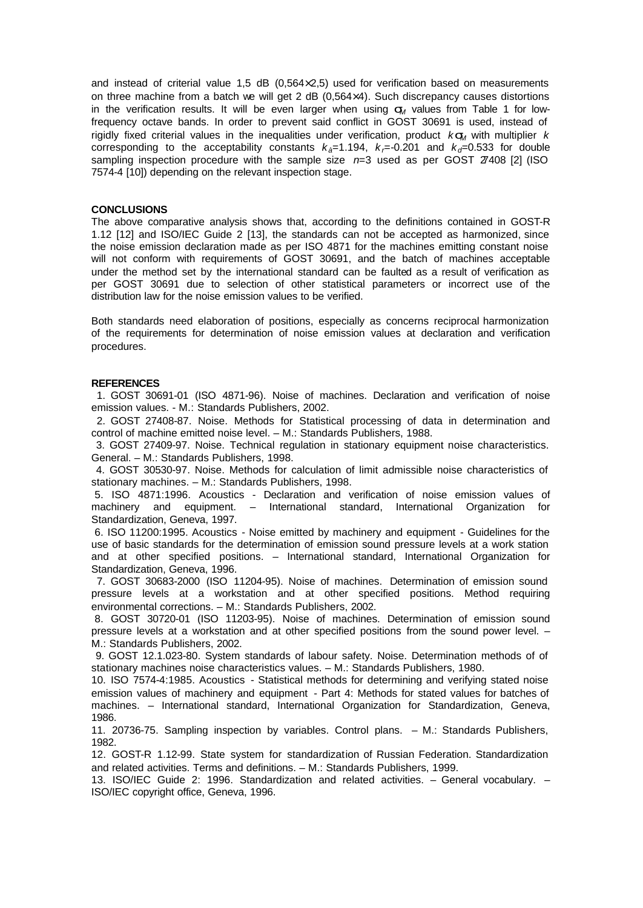and instead of criterial value 1,5 dB ($0,564\times2,5$) used for verification based on measurements on three machine from a batch we will get 2 dB ($0,564\times4$). Such discrepancy causes distortions in the verification results. It will be even larger when using $\sigma_M$ values from Table 1 for low-frequency octave bands. In order to prevent said conflict in GOST 30691 is used, instead of rigidly fixed criterial values in the inequalities under verification, product $k\sigma_M$ with multiplier $k$ corresponding to the acceptability constants $k_a$=1.194, $k_r$=-0.201 and $k_d$=0.533 for double sampling inspection procedure with the sample size $n$=3 used as per GOST 27408 [2] (ISO 7574-4 [10]) depending on the relevant inspection stage.

**CONCLUSIONS**

The above comparative analysis shows that, according to the definitions contained in GOST-R 1.12 [12] and ISO/IEC Guide 2 [13], the standards can not be accepted as harmonized, since the noise emission declaration made as per ISO 4871 for the machines emitting constant noise will not conform with requirements of GOST 30691, and the batch of machines acceptable under the method set by the international standard can be faulted as a result of verification as per GOST 30691 due to selection of other statistical parameters or incorrect use of the distribution law for the noise emission values to be verified.

Both standards need elaboration of positions, especially as concerns reciprocal harmonization of the requirements for determination of noise emission values at declaration and verification procedures.

**REFERENCES**

1. GOST 30691-01 (ISO 4871-96). Noise of machines. Declaration and verification of noise emission values. - M.: Standards Publishers, 2002.
2. GOST 27408-87. Noise. Methods for Statistical processing of data in determination and control of machine emitted noise level. – M.: Standards Publishers, 1988.
3. GOST 27409-97. Noise. Technical regulation in stationary equipment noise characteristics. General. – M.: Standards Publishers, 1998.
4. GOST 30530-97. Noise. Methods for calculation of limit admissible noise characteristics of stationary machines. – M.: Standards Publishers, 1998.
5. ISO 4871:1996. Acoustics - Declaration and verification of noise emission values of machinery and equipment. – International standard, International Organization for Standardization, Geneva, 1997.
6. ISO 11200:1995. Acoustics - Noise emitted by machinery and equipment - Guidelines for the use of basic standards for the determination of emission sound pressure levels at a work station and at other specified positions. – International standard, International Organization for Standardization, Geneva, 1996.
7. GOST 30683-2000 (ISO 11204-95). Noise of machines. Determination of emission sound pressure levels at a workstation and at other specified positions. Method requiring environmental corrections. – M.: Standards Publishers, 2002.
8. GOST 30720-01 (ISO 11203-95). Noise of machines. Determination of emission sound pressure levels at a workstation and at other specified positions from the sound power level. – M.: Standards Publishers, 2002.
9. GOST 12.1.023-80. System standards of labour safety. Noise. Determination methods of of stationary machines noise characteristics values. – M.: Standards Publishers, 1980.
10. ISO 7574-4:1985. Acoustics - Statistical methods for determining and verifying stated noise emission values of machinery and equipment - Part 4: Methods for stated values for batches of machines. – International standard, International Organization for Standardization, Geneva, 1986.
11. 20736-75. Sampling inspection by variables. Control plans. – M.: Standards Publishers, 1982.
12. GOST-R 1.12-99. State system for standardization of Russian Federation. Standardization and related activities. Terms and definitions. – M.: Standards Publishers, 1999.
13. ISO/IEC Guide 2: 1996. Standardization and related activities. – General vocabulary. – ISO/IEC copyright office, Geneva, 1996.